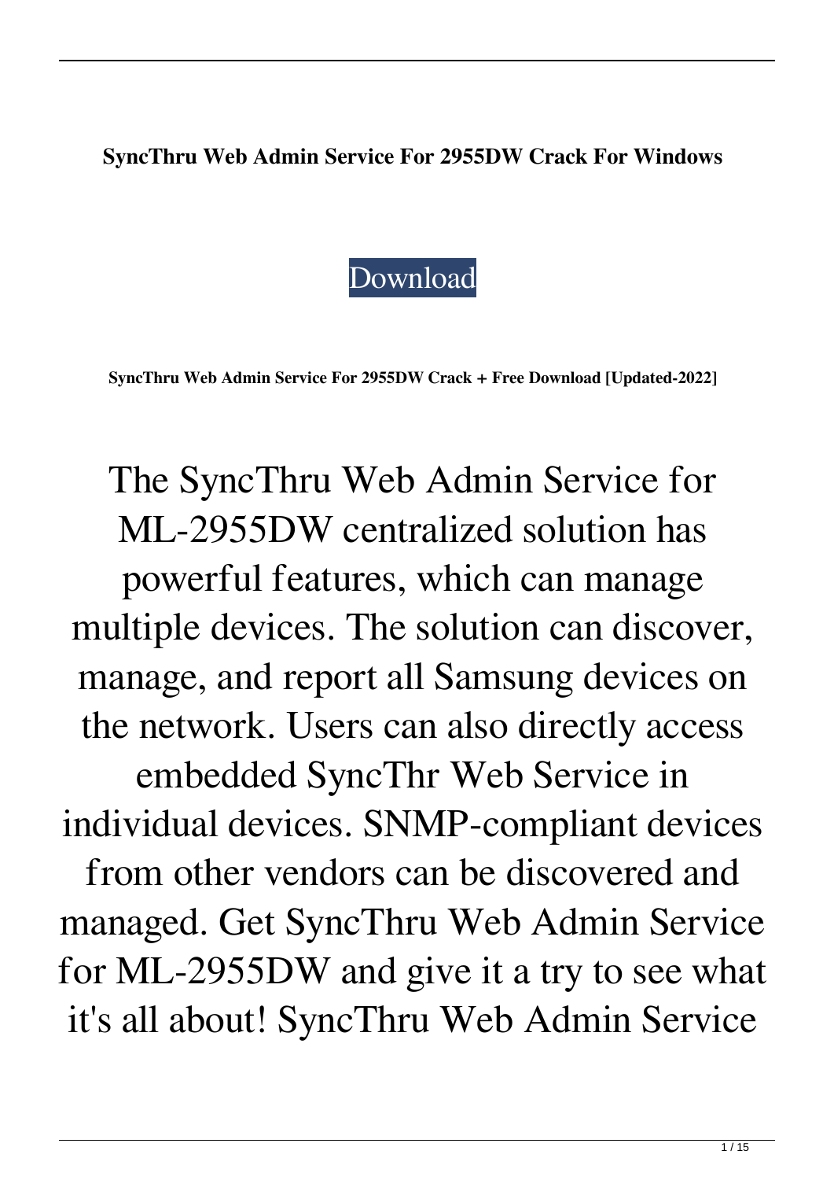**SyncThru Web Admin Service For 2955DW Crack For Windows**

Download

**SyncThru Web Admin Service For 2955DW Crack + Free Download [Updated-2022]**

The SyncThru Web Admin Service for ML-2955DW centralized solution has powerful features, which can manage multiple devices. The solution can discover, manage, and report all Samsung devices on the network. Users can also directly access embedded SyncThr Web Service in individual devices. SNMP-compliant devices from other vendors can be discovered and managed. Get SyncThru Web Admin Service for ML-2955DW and give it a try to see what it's all about! SyncThru Web Admin Service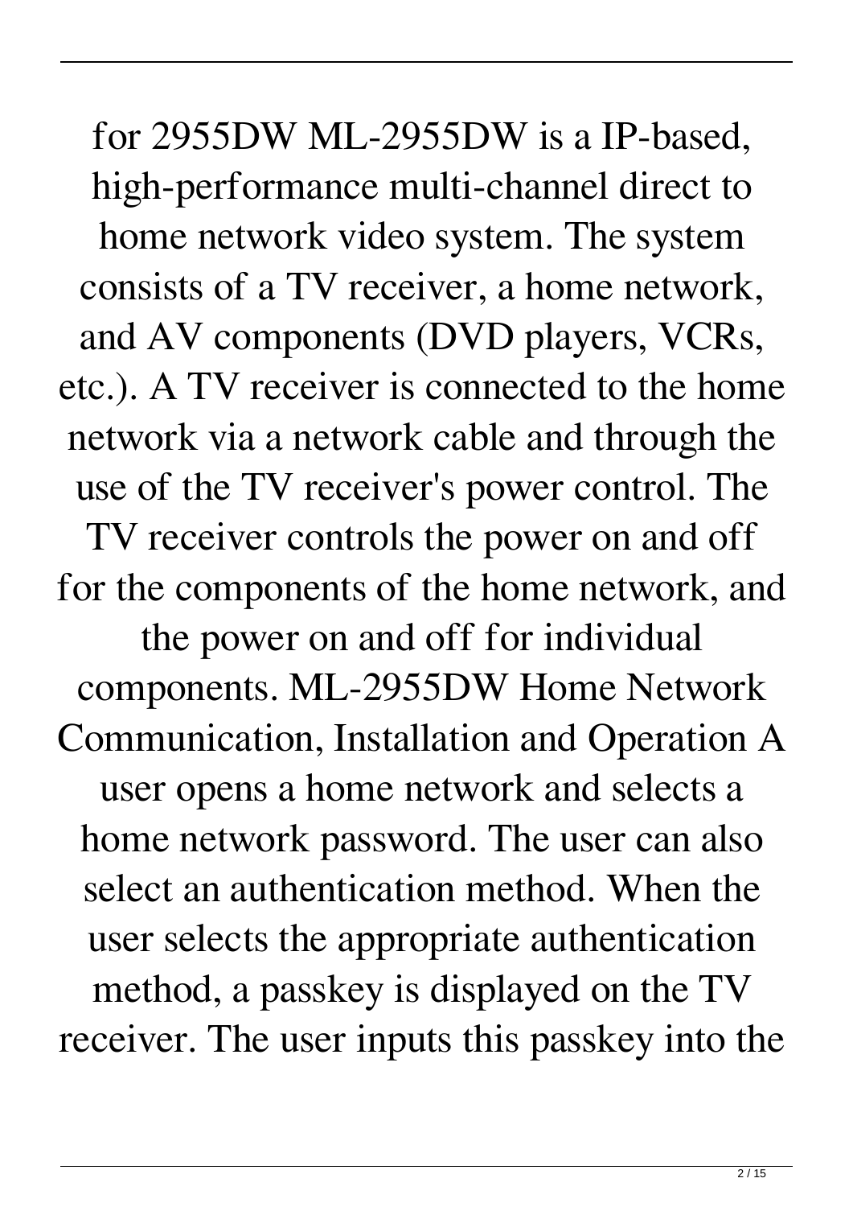for 2955DW ML-2955DW is a IP-based, high-performance multi-channel direct to home network video system. The system consists of a TV receiver, a home network, and AV components (DVD players, VCRs, etc.). A TV receiver is connected to the home network via a network cable and through the use of the TV receiver's power control. The TV receiver controls the power on and off for the components of the home network, and the power on and off for individual components. ML-2955DW Home Network Communication, Installation and Operation A user opens a home network and selects a home network password. The user can also select an authentication method. When the user selects the appropriate authentication method, a passkey is displayed on the TV receiver. The user inputs this passkey into the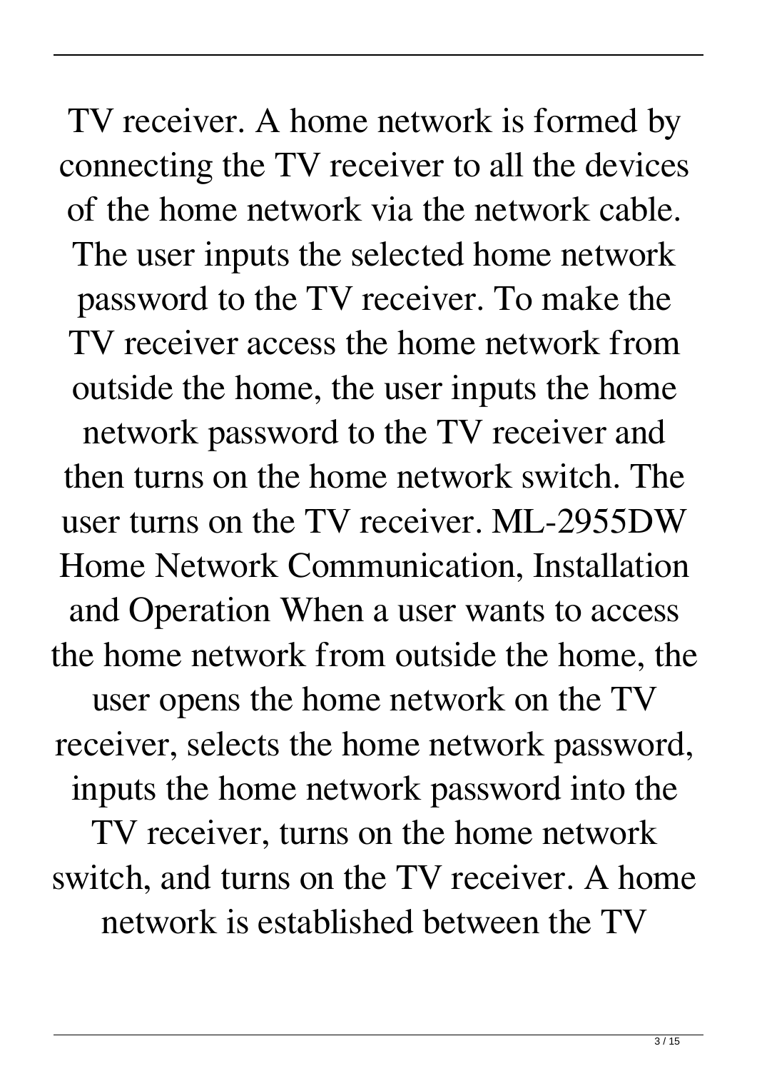TV receiver. A home network is formed by connecting the TV receiver to all the devices of the home network via the network cable. The user inputs the selected home network password to the TV receiver. To make the TV receiver access the home network from outside the home, the user inputs the home network password to the TV receiver and then turns on the home network switch. The user turns on the TV receiver. ML-2955DW Home Network Communication, Installation and Operation When a user wants to access the home network from outside the home, the user opens the home network on the TV receiver, selects the home network password, inputs the home network password into the TV receiver, turns on the home network switch, and turns on the TV receiver. A home network is established between the TV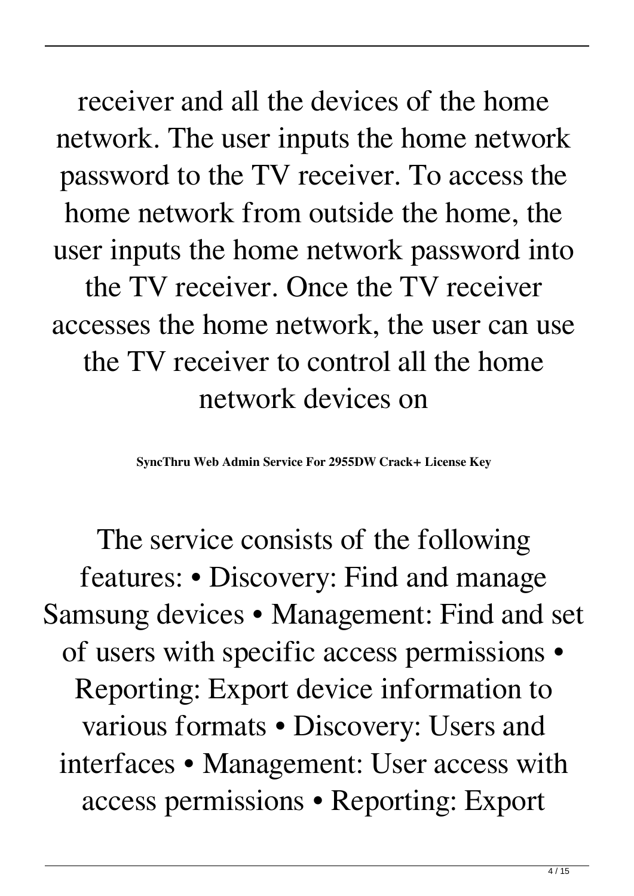receiver and all the devices of the home network. The user inputs the home network password to the TV receiver. To access the home network from outside the home, the user inputs the home network password into the TV receiver. Once the TV receiver accesses the home network, the user can use the TV receiver to control all the home network devices on

**SyncThru Web Admin Service For 2955DW Crack+ License Key**

The service consists of the following features: • Discovery: Find and manage Samsung devices • Management: Find and set of users with specific access permissions • Reporting: Export device information to various formats • Discovery: Users and interfaces • Management: User access with access permissions • Reporting: Export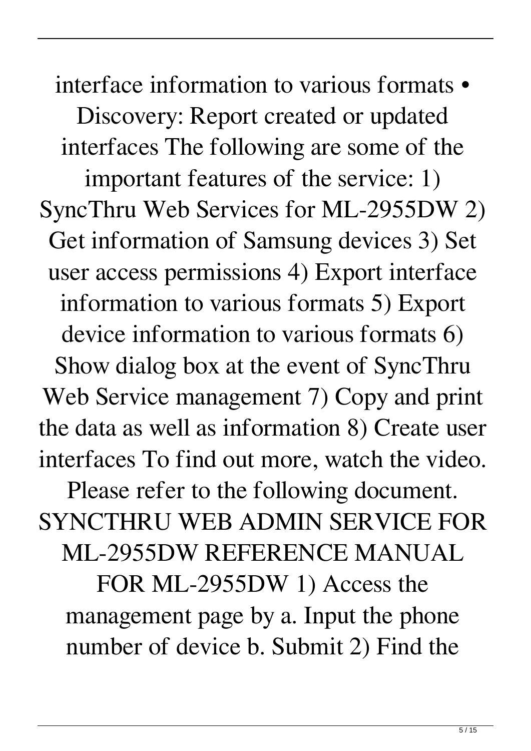interface information to various formats • Discovery: Report created or updated interfaces The following are some of the important features of the service: 1) SyncThru Web Services for ML-2955DW 2) Get information of Samsung devices 3) Set user access permissions 4) Export interface information to various formats 5) Export device information to various formats 6) Show dialog box at the event of SyncThru Web Service management 7) Copy and print the data as well as information 8) Create user interfaces To find out more, watch the video. Please refer to the following document. SYNCTHRU WEB ADMIN SERVICE FOR ML-2955DW REFERENCE MANUAL FOR ML-2955DW 1) Access the management page by a. Input the phone number of device b. Submit 2) Find the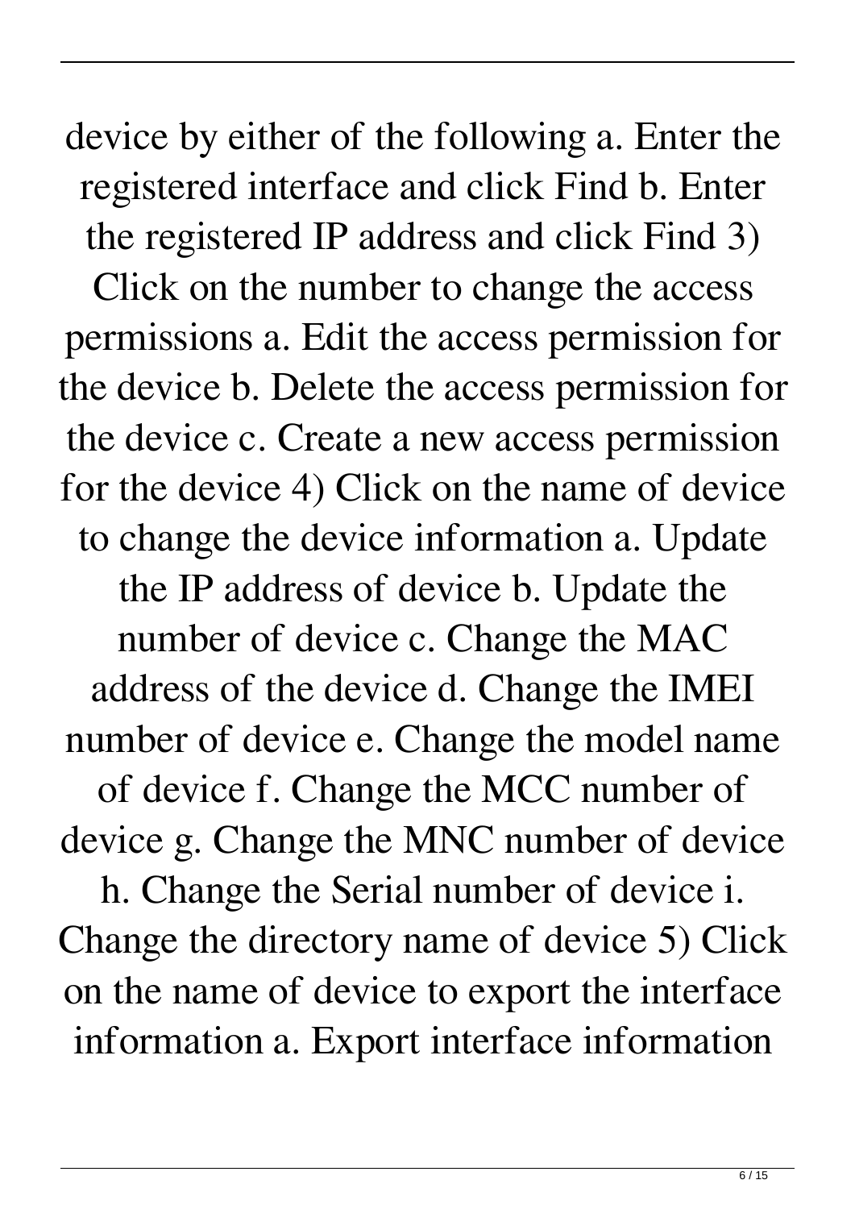device by either of the following a. Enter the registered interface and click Find b. Enter the registered IP address and click Find 3) Click on the number to change the access permissions a. Edit the access permission for the device b. Delete the access permission for the device c. Create a new access permission for the device 4) Click on the name of device to change the device information a. Update the IP address of device b. Update the number of device c. Change the MAC address of the device d. Change the IMEI number of device e. Change the model name of device f. Change the MCC number of device g. Change the MNC number of device h. Change the Serial number of device i. Change the directory name of device 5) Click on the name of device to export the interface information a. Export interface information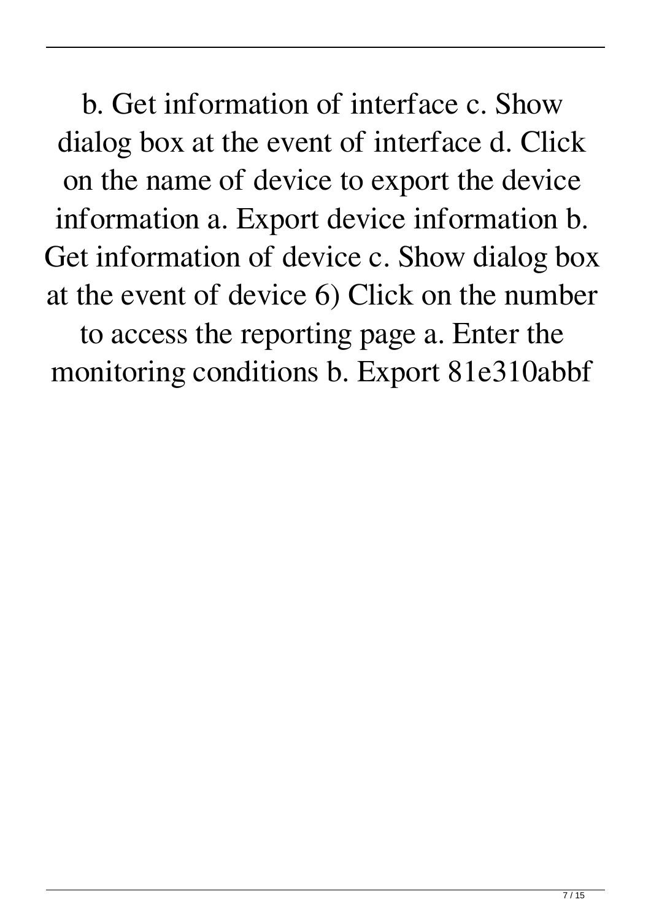b. Get information of interface c. Show dialog box at the event of interface d. Click on the name of device to export the device information a. Export device information b. Get information of device c. Show dialog box at the event of device 6) Click on the number to access the reporting page a. Enter the monitoring conditions b. Export 81e310abbf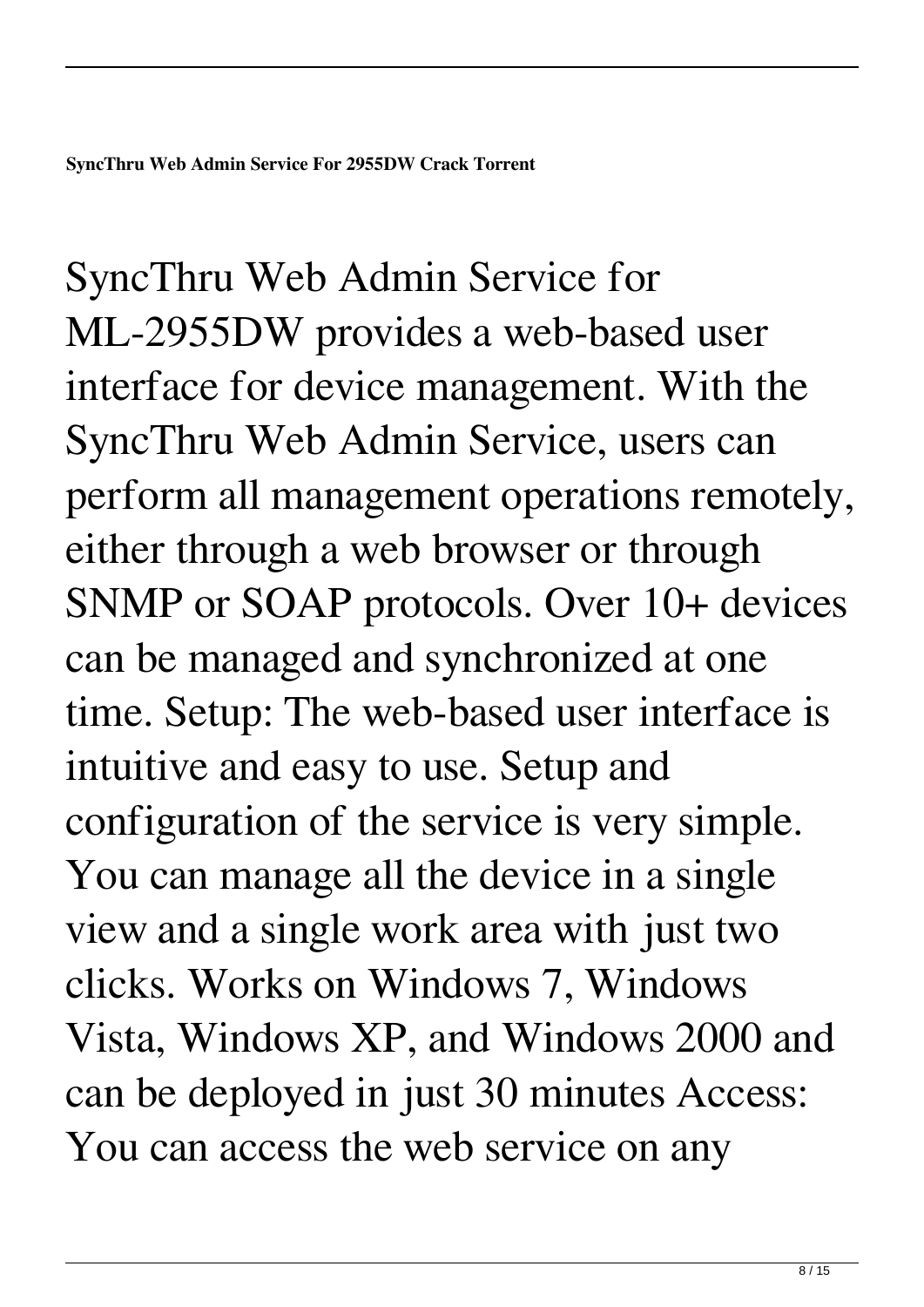SyncThru Web Admin Service for ML-2955DW provides a web-based user interface for device management. With the SyncThru Web Admin Service, users can perform all management operations remotely, either through a web browser or through SNMP or SOAP protocols. Over 10+ devices can be managed and synchronized at one time. Setup: The web-based user interface is intuitive and easy to use. Setup and configuration of the service is very simple. You can manage all the device in a single view and a single work area with just two clicks. Works on Windows 7, Windows Vista, Windows XP, and Windows 2000 and can be deployed in just 30 minutes Access: You can access the web service on any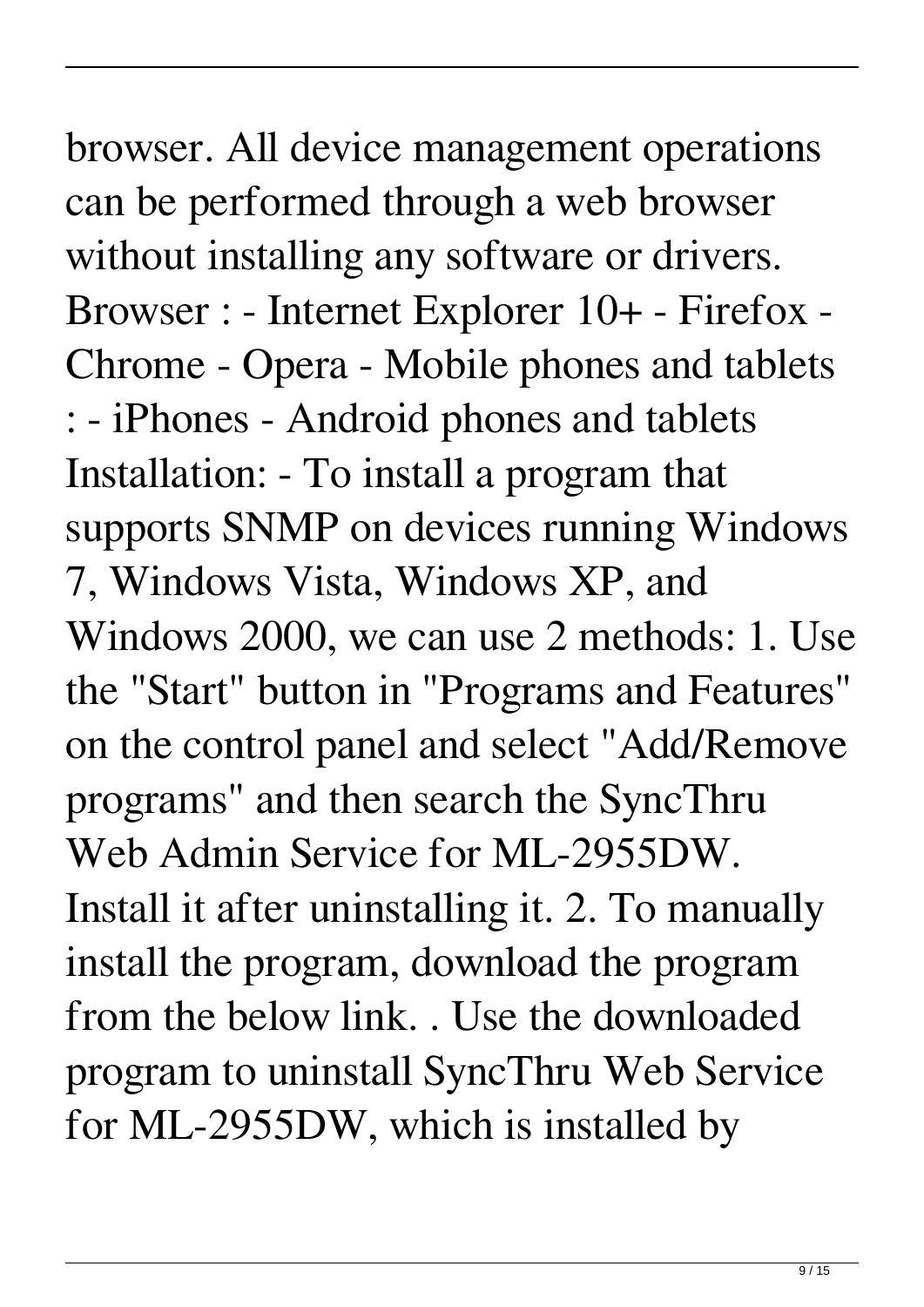browser. All device management operations can be performed through a web browser without installing any software or drivers. Browser : - Internet Explorer 10+ - Firefox - Chrome - Opera - Mobile phones and tablets : - iPhones - Android phones and tablets Installation: - To install a program that supports SNMP on devices running Windows 7, Windows Vista, Windows XP, and Windows 2000, we can use 2 methods: 1. Use the "Start" button in "Programs and Features" on the control panel and select "Add/Remove programs" and then search the SyncThru Web Admin Service for ML-2955DW. Install it after uninstalling it. 2. To manually install the program, download the program from the below link. . Use the downloaded program to uninstall SyncThru Web Service for ML-2955DW, which is installed by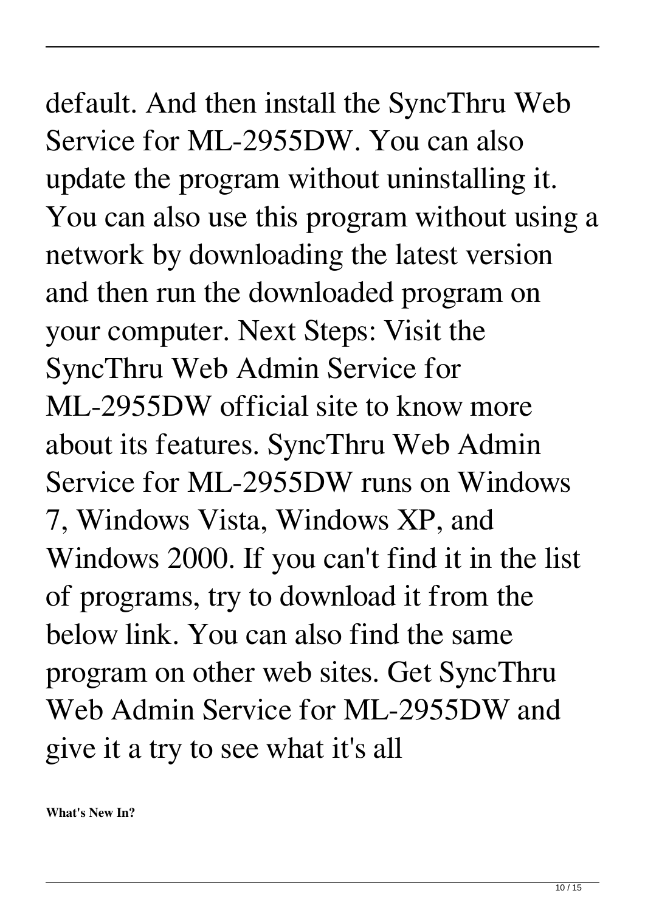default. And then install the SyncThru Web Service for ML-2955DW. You can also update the program without uninstalling it. You can also use this program without using a network by downloading the latest version and then run the downloaded program on your computer. Next Steps: Visit the SyncThru Web Admin Service for ML-2955DW official site to know more about its features. SyncThru Web Admin Service for ML-2955DW runs on Windows 7, Windows Vista, Windows XP, and Windows 2000. If you can't find it in the list of programs, try to download it from the below link. You can also find the same program on other web sites. Get SyncThru Web Admin Service for ML-2955DW and give it a try to see what it's all

**What's New In?**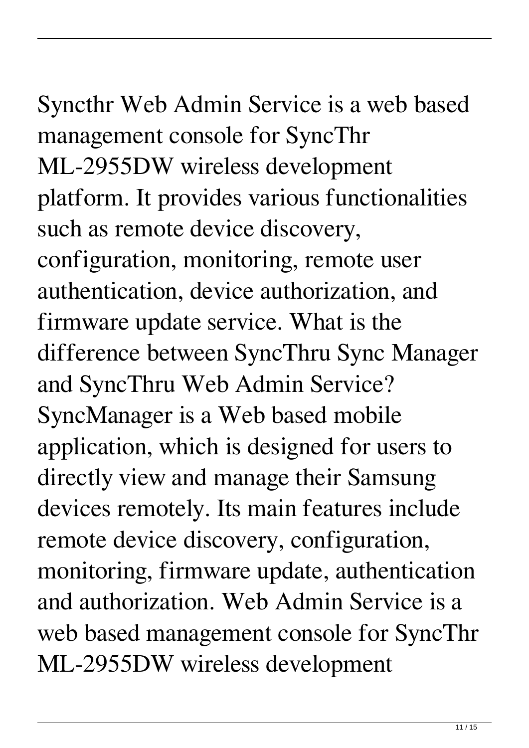Syncthr Web Admin Service is a web based management console for SyncThr ML-2955DW wireless development platform. It provides various functionalities such as remote device discovery, configuration, monitoring, remote user authentication, device authorization, and firmware update service. What is the difference between SyncThru Sync Manager and SyncThru Web Admin Service? SyncManager is a Web based mobile application, which is designed for users to directly view and manage their Samsung devices remotely. Its main features include remote device discovery, configuration, monitoring, firmware update, authentication and authorization. Web Admin Service is a web based management console for SyncThr ML-2955DW wireless development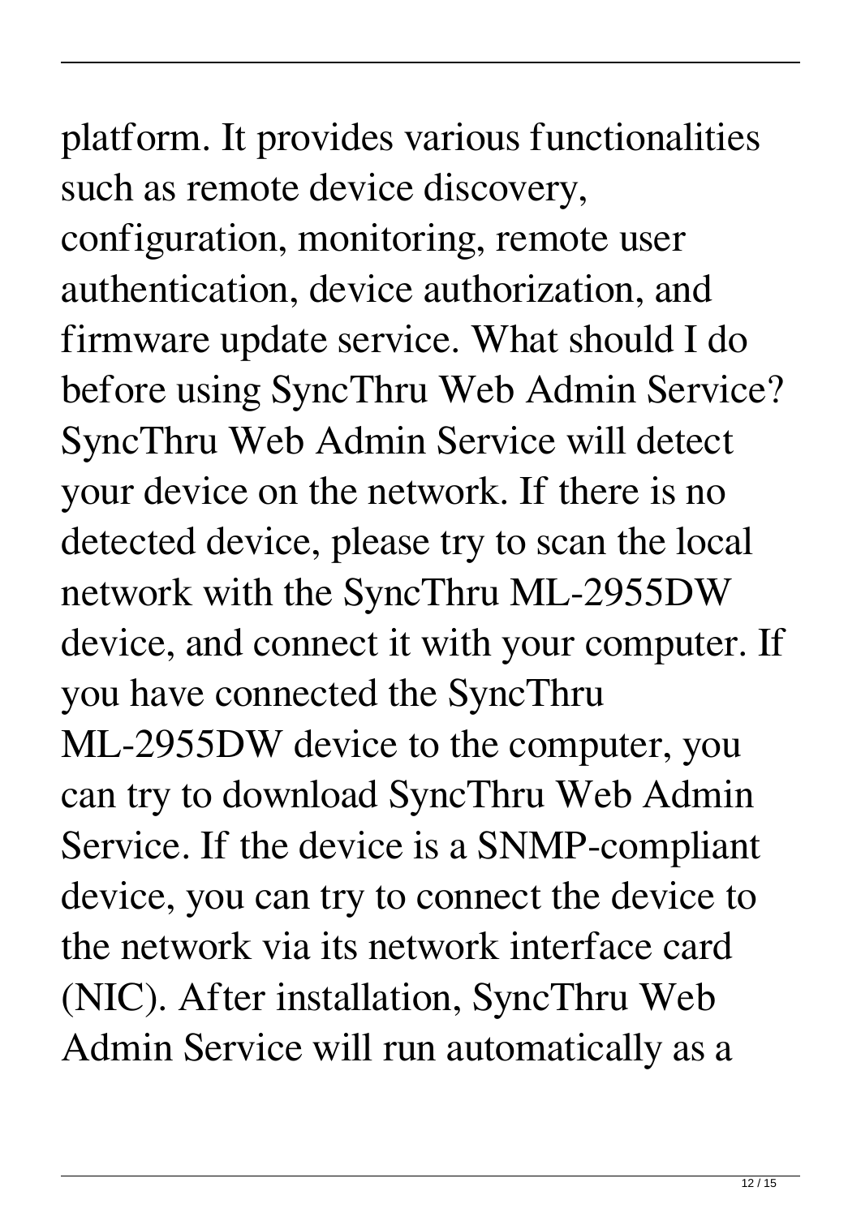platform. It provides various functionalities such as remote device discovery, configuration, monitoring, remote user authentication, device authorization, and firmware update service. What should I do before using SyncThru Web Admin Service? SyncThru Web Admin Service will detect your device on the network. If there is no detected device, please try to scan the local network with the SyncThru ML-2955DW device, and connect it with your computer. If you have connected the SyncThru ML-2955DW device to the computer, you can try to download SyncThru Web Admin Service. If the device is a SNMP-compliant device, you can try to connect the device to the network via its network interface card (NIC). After installation, SyncThru Web Admin Service will run automatically as a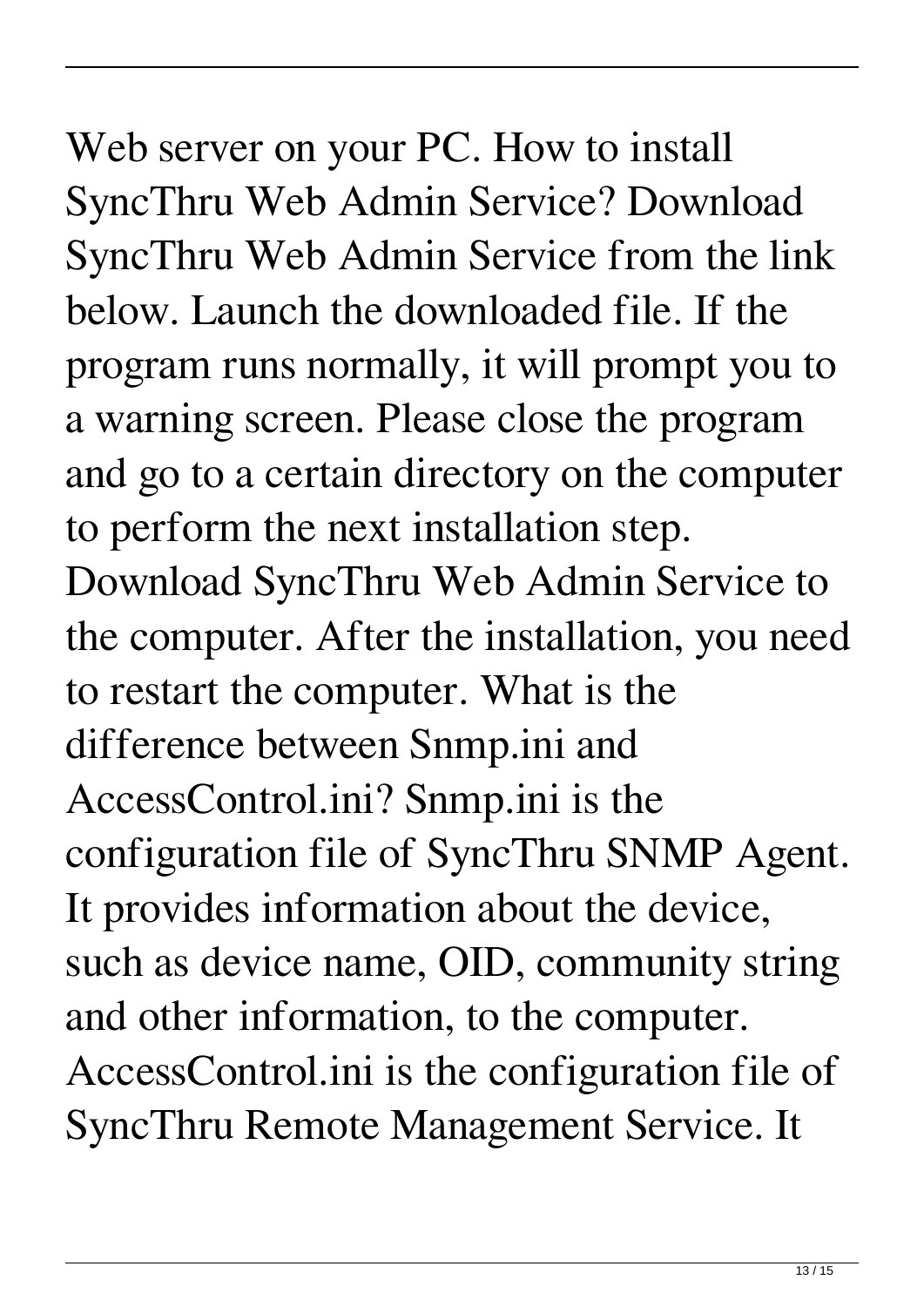Web server on your PC. How to install SyncThru Web Admin Service? Download SyncThru Web Admin Service from the link below. Launch the downloaded file. If the program runs normally, it will prompt you to a warning screen. Please close the program and go to a certain directory on the computer to perform the next installation step. Download SyncThru Web Admin Service to the computer. After the installation, you need to restart the computer. What is the difference between Snmp.ini and AccessControl.ini? Snmp.ini is the configuration file of SyncThru SNMP Agent. It provides information about the device, such as device name, OID, community string and other information, to the computer. AccessControl.ini is the configuration file of SyncThru Remote Management Service. It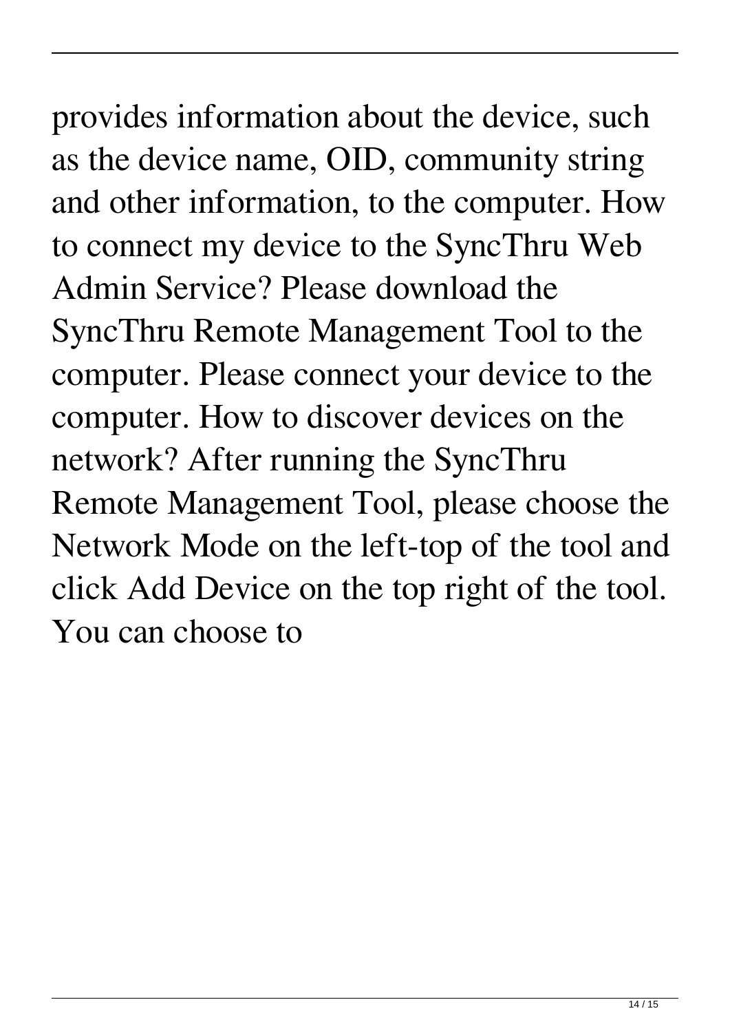provides information about the device, such as the device name, OID, community string and other information, to the computer. How to connect my device to the SyncThru Web Admin Service? Please download the SyncThru Remote Management Tool to the computer. Please connect your device to the computer. How to discover devices on the network? After running the SyncThru Remote Management Tool, please choose the Network Mode on the left-top of the tool and click Add Device on the top right of the tool. You can choose to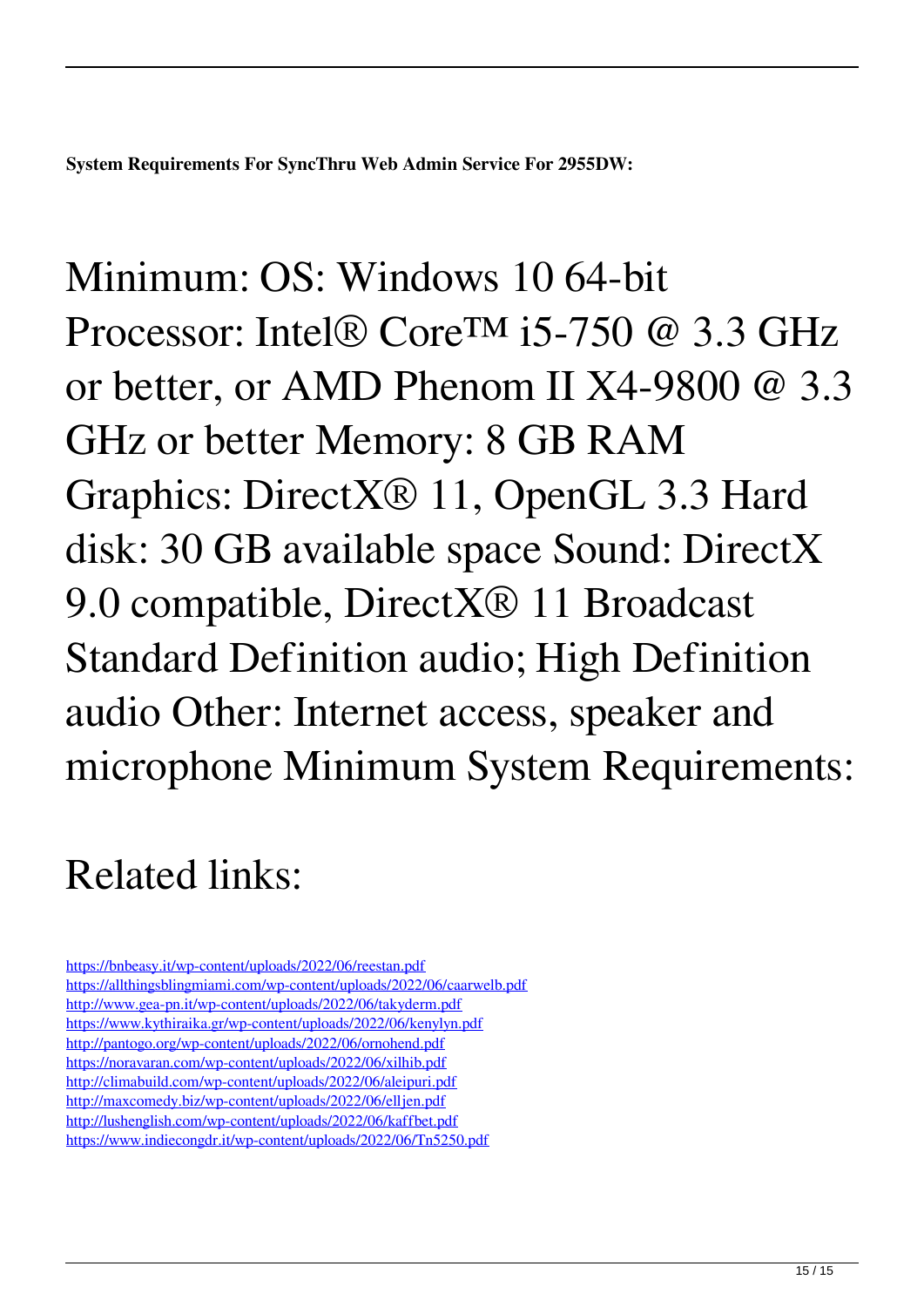**System Requirements For SyncThru Web Admin Service For 2955DW:**

Minimum: OS: Windows 10 64-bit Processor: Intel® Core™ i5-750 @ 3.3 GHz or better, or AMD Phenom II X4-9800 @ 3.3 GHz or better Memory: 8 GB RAM Graphics: DirectX® 11, OpenGL 3.3 Hard disk: 30 GB available space Sound: DirectX 9.0 compatible, DirectX® 11 Broadcast Standard Definition audio; High Definition audio Other: Internet access, speaker and microphone Minimum System Requirements:

Related links:

https://bnbeasy.it/wp-content/uploads/2022/06/reestan.pdf
https://allthingsblingmiami.com/wp-content/uploads/2022/06/caarwelb.pdf
http://www.gea-pn.it/wp-content/uploads/2022/06/takyderm.pdf
https://www.kythiraika.gr/wp-content/uploads/2022/06/kenylyn.pdf
http://pantogo.org/wp-content/uploads/2022/06/ornohend.pdf
https://noravaran.com/wp-content/uploads/2022/06/xilhib.pdf
http://climabuild.com/wp-content/uploads/2022/06/aleipuri.pdf
http://maxcomedy.biz/wp-content/uploads/2022/06/elljen.pdf
http://lushenglish.com/wp-content/uploads/2022/06/kaffbet.pdf
https://www.indiecongdr.it/wp-content/uploads/2022/06/Tn5250.pdf